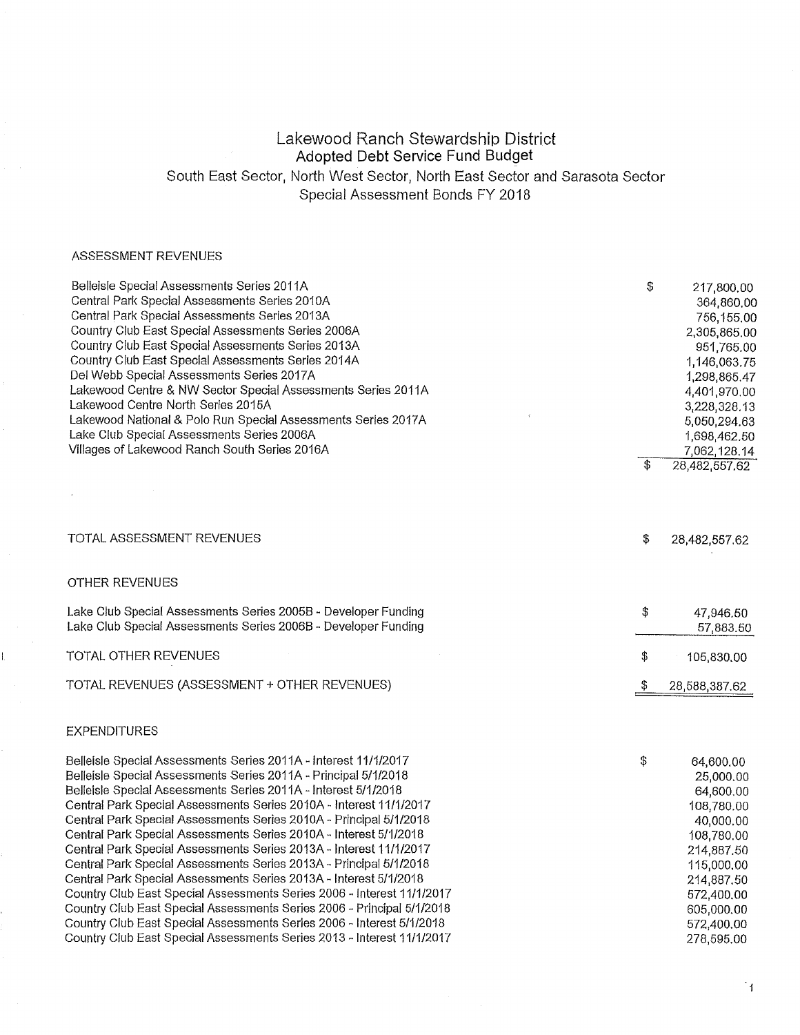# Lakewood Ranch Stewardship District

## Adopted Debt Service Fund Budget

### South East Sector, North West Sector, North East Sector and Sarasota Sector Special Assessment Bonds FY 2018

#### ASSESSMENT REVENUES

| | |
|---|---|
| Belleisle Special Assessments Series 2011A | $ 217,800.00 |
| Central Park Special Assessments Series 2010A | 364,860.00 |
| Central Park Special Assessments Series 2013A | 756,155.00 |
| Country Club East Special Assessments Series 2006A | 2,305,865.00 |
| Country Club East Special Assessments Series 2013A | 951,765.00 |
| Country Club East Special Assessments Series 2014A | 1,146,063.75 |
| Del Webb Special Assessments Series 2017A | 1,298,865.47 |
| Lakewood Centre & NW Sector Special Assessments Series 2011A | 4,401,970.00 |
| Lakewood Centre North Series 2015A | 3,228,328.13 |
| Lakewood National & Polo Run Special Assessments Series 2017A | 5,050,294.63 |
| Lake Club Special Assessments Series 2006A | 1,698,462.50 |
| Villages of Lakewood Ranch South Series 2016A | 7,062,128.14 |
| | $ 28,482,557.62 |

| | |
|---|---|
| TOTAL ASSESSMENT REVENUES | $ 28,482,557.62 |

#### OTHER REVENUES

| | |
|---|---|
| Lake Club Special Assessments Series 2005B - Developer Funding | $ 47,946.50 |
| Lake Club Special Assessments Series 2006B - Developer Funding | 57,883.50 |
| TOTAL OTHER REVENUES | $ 105,830.00 |
| TOTAL REVENUES (ASSESSMENT + OTHER REVENUES) | $ 28,588,387.62 |

#### EXPENDITURES

| | |
|---|---|
| Belleisle Special Assessments Series 2011A - Interest 11/1/2017 | $ 64,600.00 |
| Belleisle Special Assessments Series 2011A - Principal 5/1/2018 | 25,000.00 |
| Belleisle Special Assessments Series 2011A - Interest 5/1/2018 | 64,600.00 |
| Central Park Special Assessments Series 2010A - Interest 11/1/2017 | 108,780.00 |
| Central Park Special Assessments Series 2010A - Principal 5/1/2018 | 40,000.00 |
| Central Park Special Assessments Series 2010A - Interest 5/1/2018 | 108,780.00 |
| Central Park Special Assessments Series 2013A - Interest 11/1/2017 | 214,887.50 |
| Central Park Special Assessments Series 2013A - Principal 5/1/2018 | 115,000.00 |
| Central Park Special Assessments Series 2013A - Interest 5/1/2018 | 214,887.50 |
| Country Club East Special Assessments Series 2006 - Interest 11/1/2017 | 572,400.00 |
| Country Club East Special Assessments Series 2006 - Principal 5/1/2018 | 605,000.00 |
| Country Club East Special Assessments Series 2006 - Interest 5/1/2018 | 572,400.00 |
| Country Club East Special Assessments Series 2013 - Interest 11/1/2017 | 278,595.00 |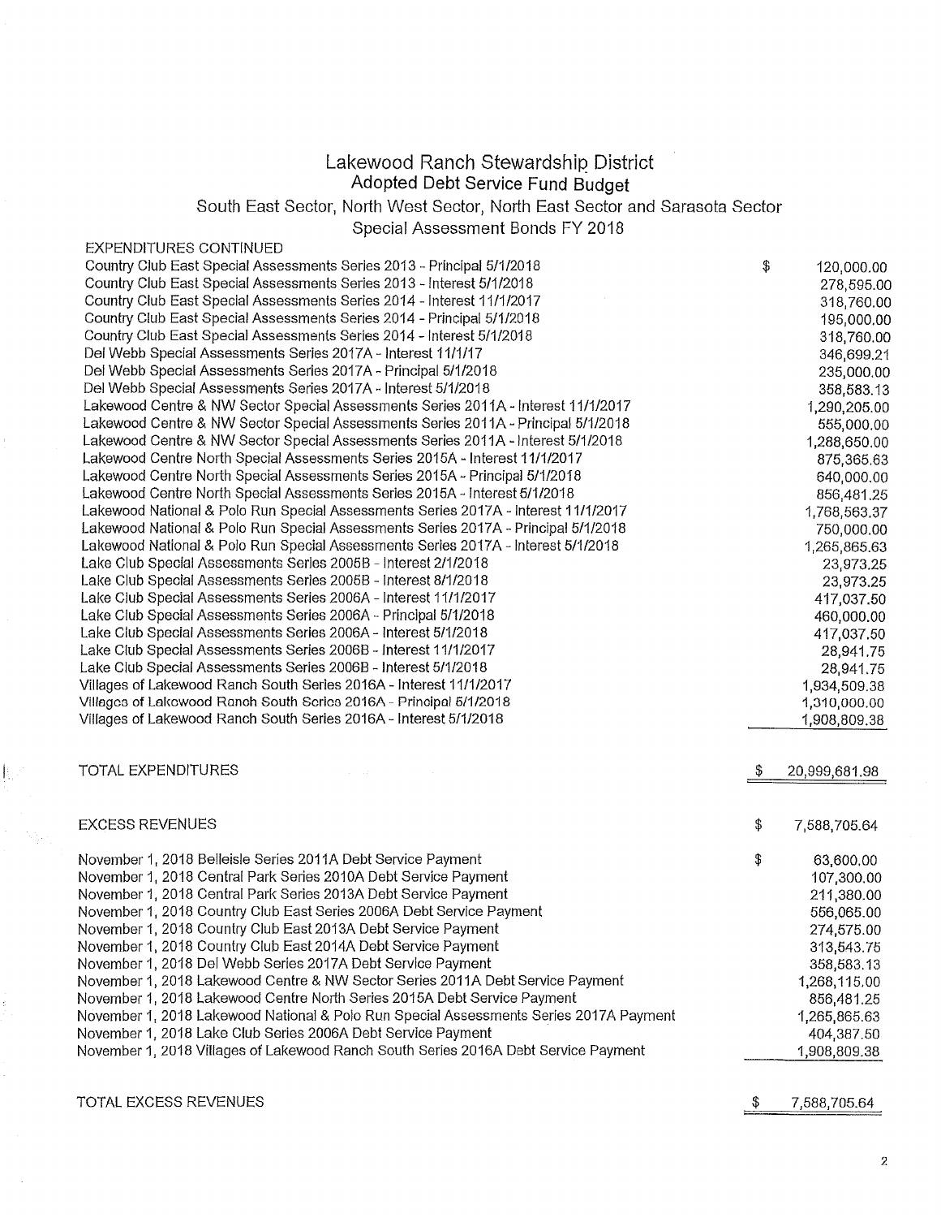# Lakewood Ranch Stewardship District

## Adopted Debt Service Fund Budget

### South East Sector, North West Sector, North East Sector and Sarasota Sector

### Special Assessment Bonds FY 2018

| | |
|---|---|
| **EXPENDITURES CONTINUED** | |
| Country Club East Special Assessments Series 2013 - Principal 5/1/2018 | $ 120,000.00 |
| Country Club East Special Assessments Series 2013 - Interest 5/1/2018 | 278,595.00 |
| Country Club East Special Assessments Series 2014 - Interest 11/1/2017 | 318,760.00 |
| Country Club East Special Assessments Series 2014 - Principal 5/1/2018 | 195,000.00 |
| Country Club East Special Assessments Series 2014 - Interest 5/1/2018 | 318,760.00 |
| Del Webb Special Assessments Series 2017A - Interest 11/1/17 | 346,699.21 |
| Del Webb Special Assessments Series 2017A - Principal 5/1/2018 | 235,000.00 |
| Del Webb Special Assessments Series 2017A - Interest 5/1/2018 | 358,583.13 |
| Lakewood Centre & NW Sector Special Assessments Series 2011A - Interest 11/1/2017 | 1,290,205.00 |
| Lakewood Centre & NW Sector Special Assessments Series 2011A - Principal 5/1/2018 | 555,000.00 |
| Lakewood Centre & NW Sector Special Assessments Series 2011A - Interest 5/1/2018 | 1,288,650.00 |
| Lakewood Centre North Special Assessments Series 2015A - Interest 11/1/2017 | 875,365.63 |
| Lakewood Centre North Special Assessments Series 2015A - Principal 5/1/2018 | 640,000.00 |
| Lakewood Centre North Special Assessments Series 2015A - Interest 5/1/2018 | 856,481.25 |
| Lakewood National & Polo Run Special Assessments Series 2017A - Interest 11/1/2017 | 1,768,563.37 |
| Lakewood National & Polo Run Special Assessments Series 2017A - Principal 5/1/2018 | 750,000.00 |
| Lakewood National & Polo Run Special Assessments Series 2017A - Interest 5/1/2018 | 1,265,865.63 |
| Lake Club Special Assessments Series 2005B - Interest 2/1/2018 | 23,973.25 |
| Lake Club Special Assessments Series 2005B - Interest 8/1/2018 | 23,973.25 |
| Lake Club Special Assessments Series 2006A - Interest 11/1/2017 | 417,037.50 |
| Lake Club Special Assessments Series 2006A - Principal 5/1/2018 | 460,000.00 |
| Lake Club Special Assessments Series 2006A - Interest 5/1/2018 | 417,037.50 |
| Lake Club Special Assessments Series 2006B - Interest 11/1/2017 | 28,941.75 |
| Lake Club Special Assessments Series 2006B - Interest 5/1/2018 | 28,941.75 |
| Villages of Lakewood Ranch South Series 2016A - Interest 11/1/2017 | 1,934,509.38 |
| Villages of Lakewood Ranch South Series 2016A - Principal 5/1/2018 | 1,310,000.00 |
| Villages of Lakewood Ranch South Series 2016A - Interest 5/1/2018 | 1,908,809.38 |
| TOTAL EXPENDITURES | $ 20,999,681.98 |
| EXCESS REVENUES | $ 7,588,705.64 |
| November 1, 2018 Belleisle Series 2011A Debt Service Payment | $ 63,600.00 |
| November 1, 2018 Central Park Series 2010A Debt Service Payment | 107,300.00 |
| November 1, 2018 Central Park Series 2013A Debt Service Payment | 211,380.00 |
| November 1, 2018 Country Club East Series 2006A Debt Service Payment | 556,065.00 |
| November 1, 2018 Country Club East 2013A Debt Service Payment | 274,575.00 |
| November 1, 2018 Country Club East 2014A Debt Service Payment | 313,543.75 |
| November 1, 2018 Del Webb Series 2017A Debt Service Payment | 358,583.13 |
| November 1, 2018 Lakewood Centre & NW Sector Series 2011A Debt Service Payment | 1,268,115.00 |
| November 1, 2018 Lakewood Centre North Series 2015A Debt Service Payment | 856,481.25 |
| November 1, 2018 Lakewood National & Polo Run Special Assessments Series 2017A Payment | 1,265,865.63 |
| November 1, 2018 Lake Club Series 2006A Debt Service Payment | 404,387.50 |
| November 1, 2018 Villages of Lakewood Ranch South Series 2016A Debt Service Payment | 1,908,809.38 |
| TOTAL EXCESS REVENUES | $ 7,588,705.64 |